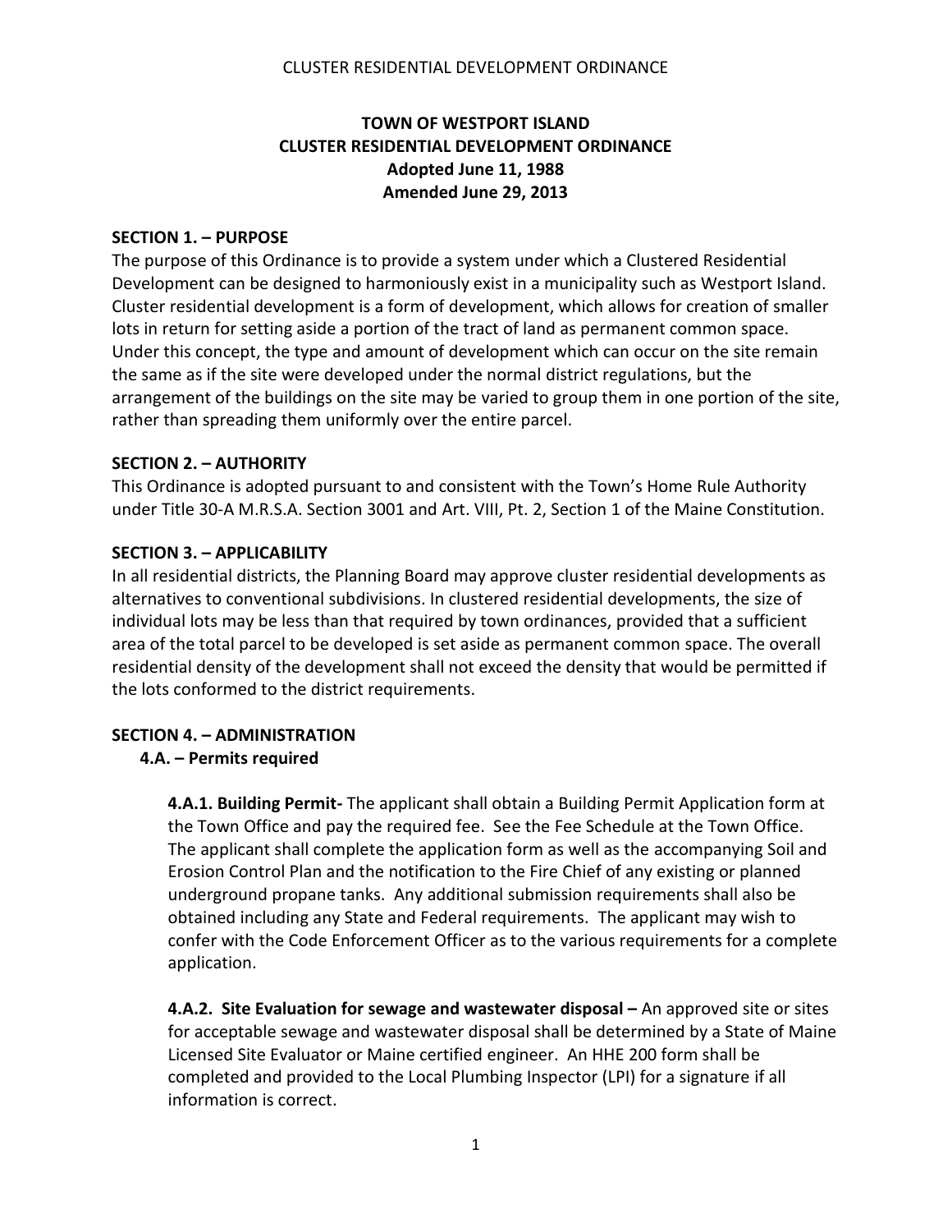# TOWN OF WESTPORT ISLAND
# CLUSTER RESIDENTIAL DEVELOPMENT ORDINANCE
**Adopted June 11, 1988**
**Amended June 29, 2013**

## SECTION 1. – PURPOSE

The purpose of this Ordinance is to provide a system under which a Clustered Residential Development can be designed to harmoniously exist in a municipality such as Westport Island. Cluster residential development is a form of development, which allows for creation of smaller lots in return for setting aside a portion of the tract of land as permanent common space. Under this concept, the type and amount of development which can occur on the site remain the same as if the site were developed under the normal district regulations, but the arrangement of the buildings on the site may be varied to group them in one portion of the site, rather than spreading them uniformly over the entire parcel.

## SECTION 2. – AUTHORITY

This Ordinance is adopted pursuant to and consistent with the Town's Home Rule Authority under Title 30-A M.R.S.A. Section 3001 and Art. VIII, Pt. 2, Section 1 of the Maine Constitution.

## SECTION 3. – APPLICABILITY

In all residential districts, the Planning Board may approve cluster residential developments as alternatives to conventional subdivisions. In clustered residential developments, the size of individual lots may be less than that required by town ordinances, provided that a sufficient area of the total parcel to be developed is set aside as permanent common space. The overall residential density of the development shall not exceed the density that would be permitted if the lots conformed to the district requirements.

## SECTION 4. – ADMINISTRATION

### 4.A. – Permits required

**4.A.1. Building Permit-** The applicant shall obtain a Building Permit Application form at the Town Office and pay the required fee. See the Fee Schedule at the Town Office. The applicant shall complete the application form as well as the accompanying Soil and Erosion Control Plan and the notification to the Fire Chief of any existing or planned underground propane tanks. Any additional submission requirements shall also be obtained including any State and Federal requirements. The applicant may wish to confer with the Code Enforcement Officer as to the various requirements for a complete application.

**4.A.2. Site Evaluation for sewage and wastewater disposal –** An approved site or sites for acceptable sewage and wastewater disposal shall be determined by a State of Maine Licensed Site Evaluator or Maine certified engineer. An HHE 200 form shall be completed and provided to the Local Plumbing Inspector (LPI) for a signature if all information is correct.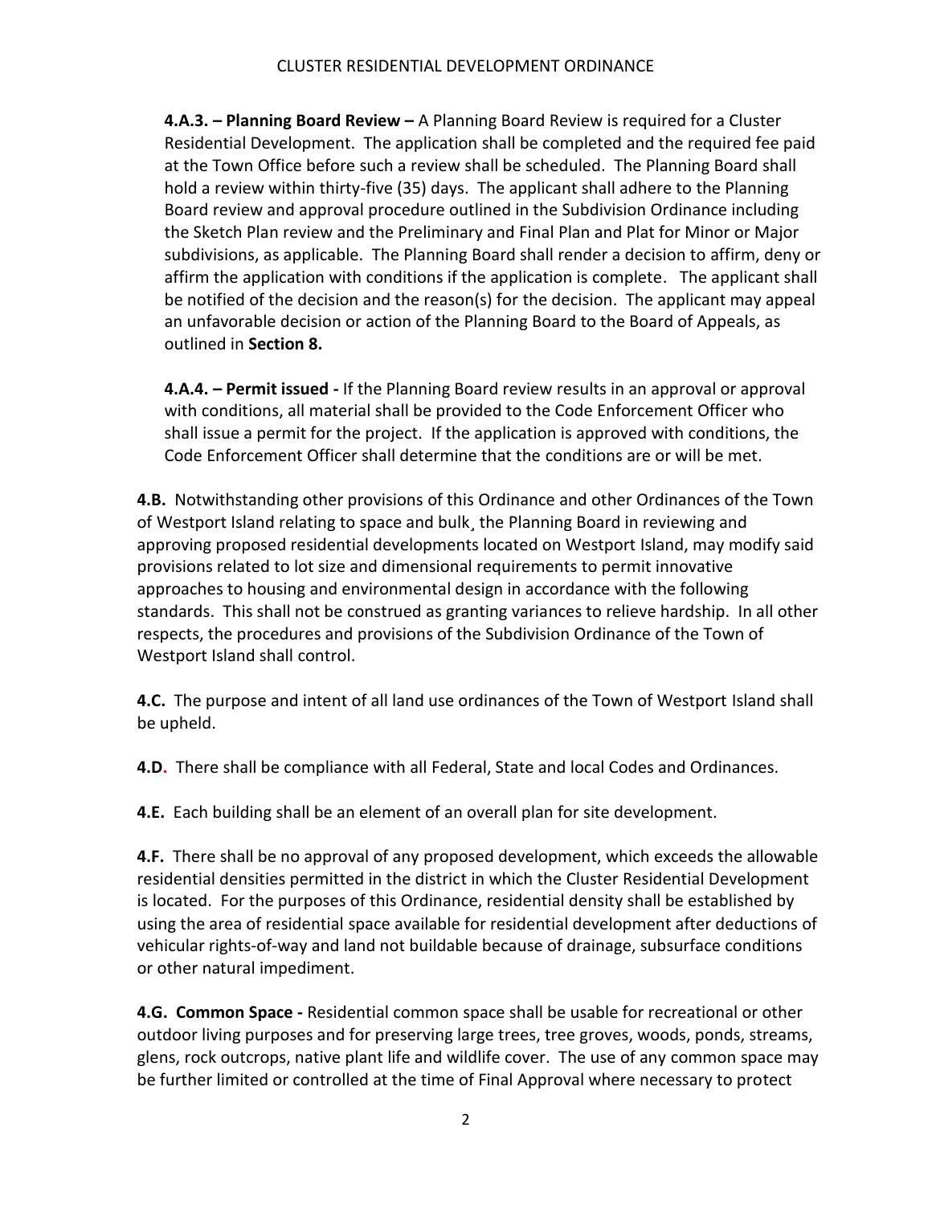**4.A.3. – Planning Board Review –** A Planning Board Review is required for a Cluster Residential Development. The application shall be completed and the required fee paid at the Town Office before such a review shall be scheduled. The Planning Board shall hold a review within thirty-five (35) days. The applicant shall adhere to the Planning Board review and approval procedure outlined in the Subdivision Ordinance including the Sketch Plan review and the Preliminary and Final Plan and Plat for Minor or Major subdivisions, as applicable. The Planning Board shall render a decision to affirm, deny or affirm the application with conditions if the application is complete. The applicant shall be notified of the decision and the reason(s) for the decision. The applicant may appeal an unfavorable decision or action of the Planning Board to the Board of Appeals, as outlined in **Section 8.**

**4.A.4. – Permit issued -** If the Planning Board review results in an approval or approval with conditions, all material shall be provided to the Code Enforcement Officer who shall issue a permit for the project. If the application is approved with conditions, the Code Enforcement Officer shall determine that the conditions are or will be met.

**4.B.** Notwithstanding other provisions of this Ordinance and other Ordinances of the Town of Westport Island relating to space and bulk, the Planning Board in reviewing and approving proposed residential developments located on Westport Island, may modify said provisions related to lot size and dimensional requirements to permit innovative approaches to housing and environmental design in accordance with the following standards. This shall not be construed as granting variances to relieve hardship. In all other respects, the procedures and provisions of the Subdivision Ordinance of the Town of Westport Island shall control.

**4.C.** The purpose and intent of all land use ordinances of the Town of Westport Island shall be upheld.

**4.D.** There shall be compliance with all Federal, State and local Codes and Ordinances.

**4.E.** Each building shall be an element of an overall plan for site development.

**4.F.** There shall be no approval of any proposed development, which exceeds the allowable residential densities permitted in the district in which the Cluster Residential Development is located. For the purposes of this Ordinance, residential density shall be established by using the area of residential space available for residential development after deductions of vehicular rights-of-way and land not buildable because of drainage, subsurface conditions or other natural impediment.

**4.G. Common Space -** Residential common space shall be usable for recreational or other outdoor living purposes and for preserving large trees, tree groves, woods, ponds, streams, glens, rock outcrops, native plant life and wildlife cover. The use of any common space may be further limited or controlled at the time of Final Approval where necessary to protect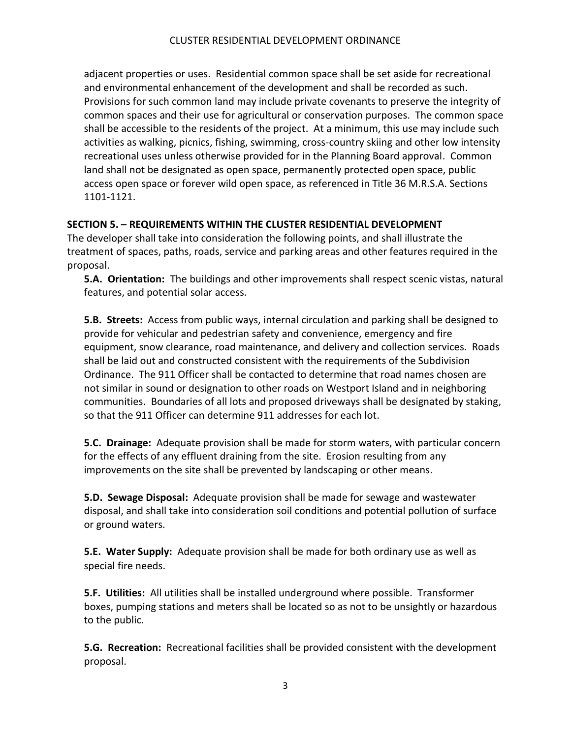adjacent properties or uses. Residential common space shall be set aside for recreational and environmental enhancement of the development and shall be recorded as such. Provisions for such common land may include private covenants to preserve the integrity of common spaces and their use for agricultural or conservation purposes. The common space shall be accessible to the residents of the project. At a minimum, this use may include such activities as walking, picnics, fishing, swimming, cross-country skiing and other low intensity recreational uses unless otherwise provided for in the Planning Board approval. Common land shall not be designated as open space, permanently protected open space, public access open space or forever wild open space, as referenced in Title 36 M.R.S.A. Sections 1101-1121.

## SECTION 5. – REQUIREMENTS WITHIN THE CLUSTER RESIDENTIAL DEVELOPMENT

The developer shall take into consideration the following points, and shall illustrate the treatment of spaces, paths, roads, service and parking areas and other features required in the proposal.

**5.A. Orientation:** The buildings and other improvements shall respect scenic vistas, natural features, and potential solar access.

**5.B. Streets:** Access from public ways, internal circulation and parking shall be designed to provide for vehicular and pedestrian safety and convenience, emergency and fire equipment, snow clearance, road maintenance, and delivery and collection services. Roads shall be laid out and constructed consistent with the requirements of the Subdivision Ordinance. The 911 Officer shall be contacted to determine that road names chosen are not similar in sound or designation to other roads on Westport Island and in neighboring communities. Boundaries of all lots and proposed driveways shall be designated by staking, so that the 911 Officer can determine 911 addresses for each lot.

**5.C. Drainage:** Adequate provision shall be made for storm waters, with particular concern for the effects of any effluent draining from the site. Erosion resulting from any improvements on the site shall be prevented by landscaping or other means.

**5.D. Sewage Disposal:** Adequate provision shall be made for sewage and wastewater disposal, and shall take into consideration soil conditions and potential pollution of surface or ground waters.

**5.E. Water Supply:** Adequate provision shall be made for both ordinary use as well as special fire needs.

**5.F. Utilities:** All utilities shall be installed underground where possible. Transformer boxes, pumping stations and meters shall be located so as not to be unsightly or hazardous to the public.

**5.G. Recreation:** Recreational facilities shall be provided consistent with the development proposal.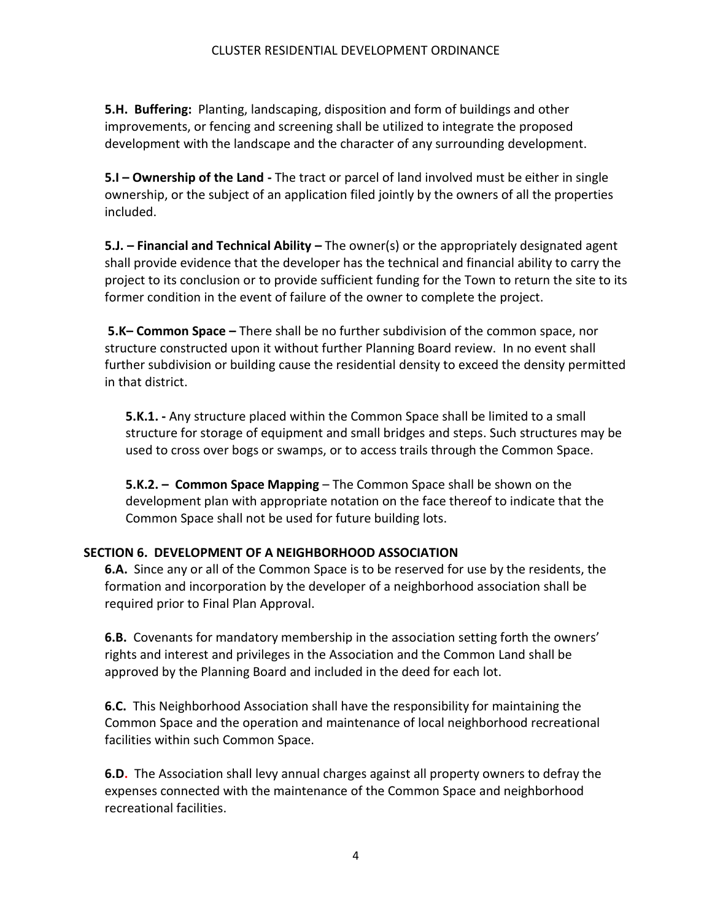**5.H. Buffering:** Planting, landscaping, disposition and form of buildings and other improvements, or fencing and screening shall be utilized to integrate the proposed development with the landscape and the character of any surrounding development.

**5.I – Ownership of the Land -** The tract or parcel of land involved must be either in single ownership, or the subject of an application filed jointly by the owners of all the properties included.

**5.J. – Financial and Technical Ability –** The owner(s) or the appropriately designated agent shall provide evidence that the developer has the technical and financial ability to carry the project to its conclusion or to provide sufficient funding for the Town to return the site to its former condition in the event of failure of the owner to complete the project.

**5.K– Common Space –** There shall be no further subdivision of the common space, nor structure constructed upon it without further Planning Board review. In no event shall further subdivision or building cause the residential density to exceed the density permitted in that district.

**5.K.1. -** Any structure placed within the Common Space shall be limited to a small structure for storage of equipment and small bridges and steps. Such structures may be used to cross over bogs or swamps, or to access trails through the Common Space.

**5.K.2. – Common Space Mapping** – The Common Space shall be shown on the development plan with appropriate notation on the face thereof to indicate that the Common Space shall not be used for future building lots.

## SECTION 6. DEVELOPMENT OF A NEIGHBORHOOD ASSOCIATION

**6.A.** Since any or all of the Common Space is to be reserved for use by the residents, the formation and incorporation by the developer of a neighborhood association shall be required prior to Final Plan Approval.

**6.B.** Covenants for mandatory membership in the association setting forth the owners' rights and interest and privileges in the Association and the Common Land shall be approved by the Planning Board and included in the deed for each lot.

**6.C.** This Neighborhood Association shall have the responsibility for maintaining the Common Space and the operation and maintenance of local neighborhood recreational facilities within such Common Space.

**6.D.** The Association shall levy annual charges against all property owners to defray the expenses connected with the maintenance of the Common Space and neighborhood recreational facilities.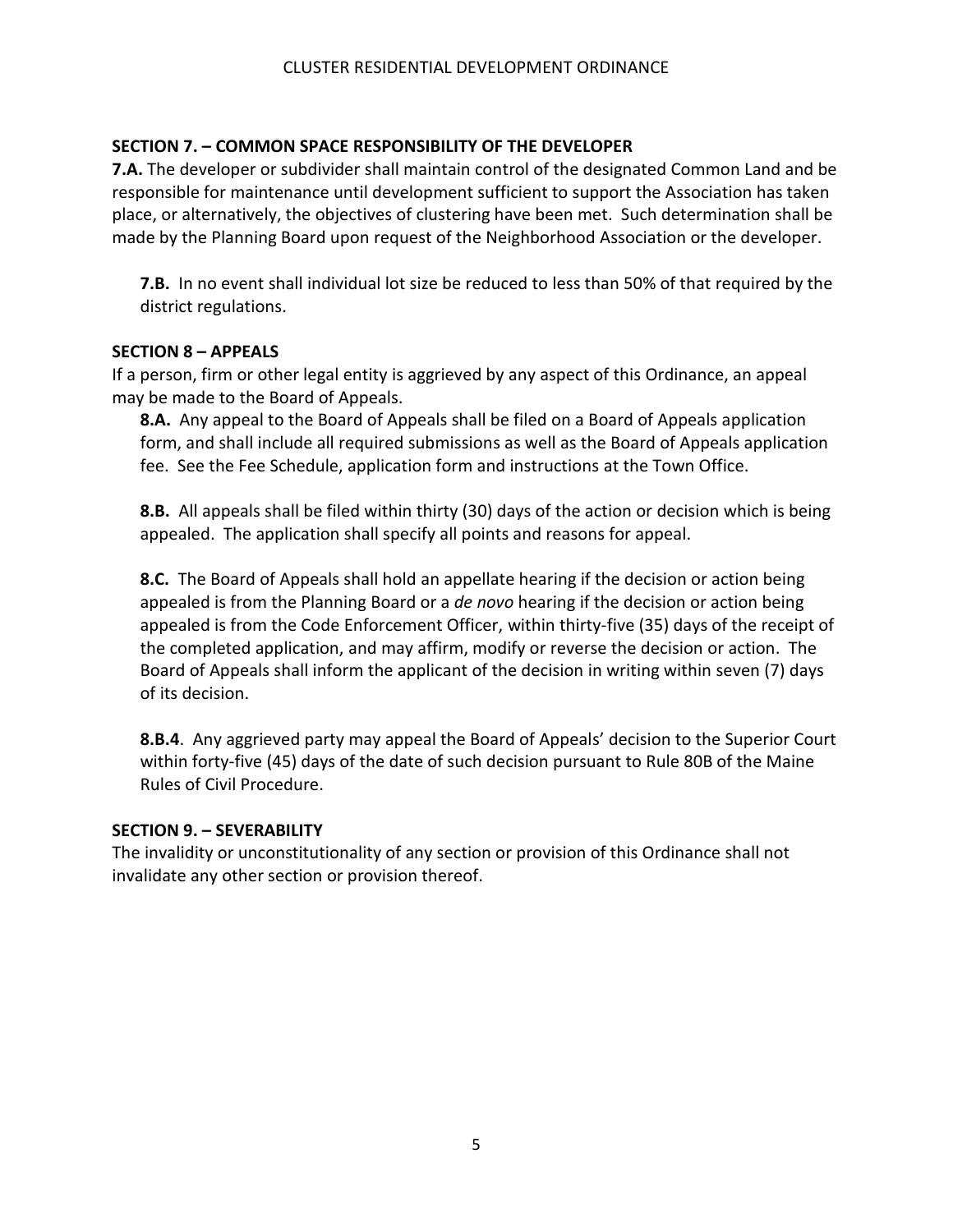**SECTION 7. – COMMON SPACE RESPONSIBILITY OF THE DEVELOPER**

**7.A.** The developer or subdivider shall maintain control of the designated Common Land and be responsible for maintenance until development sufficient to support the Association has taken place, or alternatively, the objectives of clustering have been met. Such determination shall be made by the Planning Board upon request of the Neighborhood Association or the developer.

**7.B.** In no event shall individual lot size be reduced to less than 50% of that required by the district regulations.

**SECTION 8 – APPEALS**

If a person, firm or other legal entity is aggrieved by any aspect of this Ordinance, an appeal may be made to the Board of Appeals.

**8.A.** Any appeal to the Board of Appeals shall be filed on a Board of Appeals application form, and shall include all required submissions as well as the Board of Appeals application fee. See the Fee Schedule, application form and instructions at the Town Office.

**8.B.** All appeals shall be filed within thirty (30) days of the action or decision which is being appealed. The application shall specify all points and reasons for appeal.

**8.C.** The Board of Appeals shall hold an appellate hearing if the decision or action being appealed is from the Planning Board or a *de novo* hearing if the decision or action being appealed is from the Code Enforcement Officer, within thirty-five (35) days of the receipt of the completed application, and may affirm, modify or reverse the decision or action. The Board of Appeals shall inform the applicant of the decision in writing within seven (7) days of its decision.

**8.B.4**. Any aggrieved party may appeal the Board of Appeals' decision to the Superior Court within forty-five (45) days of the date of such decision pursuant to Rule 80B of the Maine Rules of Civil Procedure.

**SECTION 9. – SEVERABILITY**

The invalidity or unconstitutionality of any section or provision of this Ordinance shall not invalidate any other section or provision thereof.